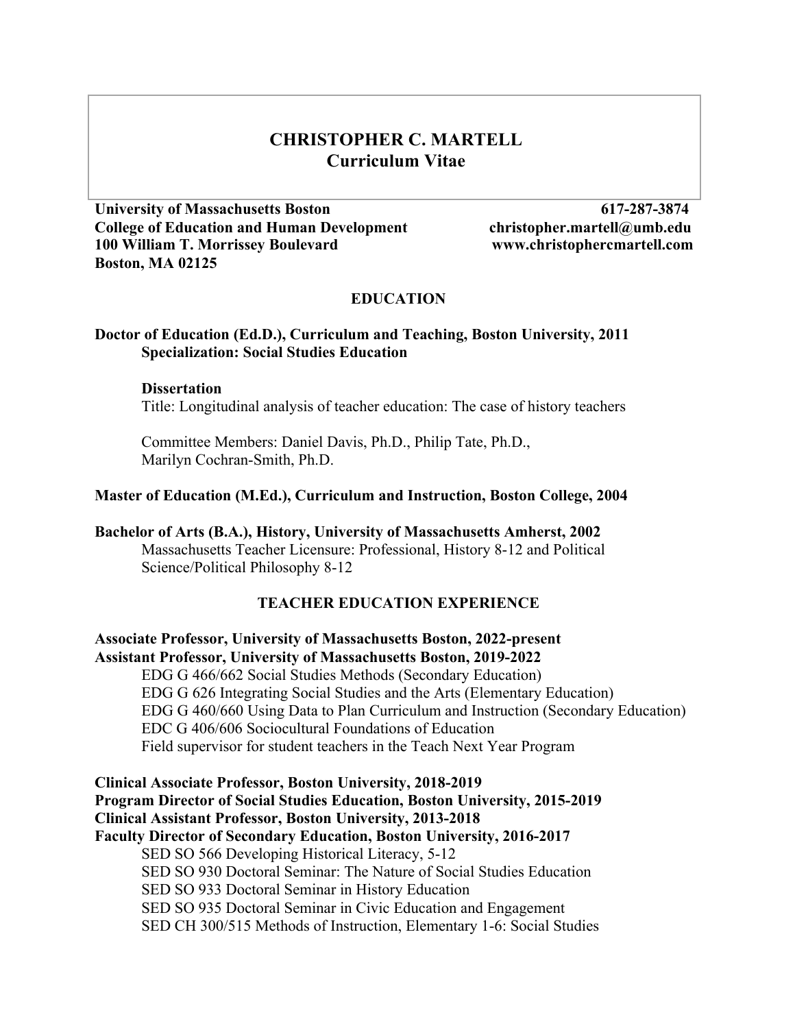# CHRISTOPHER C. MARTELL
## Curriculum Vitae

**University of Massachusetts Boston**
**College of Education and Human Development**
**100 William T. Morrissey Boulevard**
**Boston, MA 02125**

**617-287-3874**
**christopher.martell@umb.edu**
**www.christophercmartell.com**

## EDUCATION

**Doctor of Education (Ed.D.), Curriculum and Teaching, Boston University, 2011**
**Specialization: Social Studies Education**

**Dissertation**
Title: Longitudinal analysis of teacher education: The case of history teachers

Committee Members: Daniel Davis, Ph.D., Philip Tate, Ph.D., Marilyn Cochran-Smith, Ph.D.

**Master of Education (M.Ed.), Curriculum and Instruction, Boston College, 2004**

**Bachelor of Arts (B.A.), History, University of Massachusetts Amherst, 2002**
Massachusetts Teacher Licensure: Professional, History 8-12 and Political Science/Political Philosophy 8-12

## TEACHER EDUCATION EXPERIENCE

**Associate Professor, University of Massachusetts Boston, 2022-present**
**Assistant Professor, University of Massachusetts Boston, 2019-2022**
EDG G 466/662 Social Studies Methods (Secondary Education)
EDG G 626 Integrating Social Studies and the Arts (Elementary Education)
EDG G 460/660 Using Data to Plan Curriculum and Instruction (Secondary Education)
EDC G 406/606 Sociocultural Foundations of Education
Field supervisor for student teachers in the Teach Next Year Program

**Clinical Associate Professor, Boston University, 2018-2019**
**Program Director of Social Studies Education, Boston University, 2015-2019**
**Clinical Assistant Professor, Boston University, 2013-2018**
**Faculty Director of Secondary Education, Boston University, 2016-2017**
SED SO 566 Developing Historical Literacy, 5-12
SED SO 930 Doctoral Seminar: The Nature of Social Studies Education
SED SO 933 Doctoral Seminar in History Education
SED SO 935 Doctoral Seminar in Civic Education and Engagement
SED CH 300/515 Methods of Instruction, Elementary 1-6: Social Studies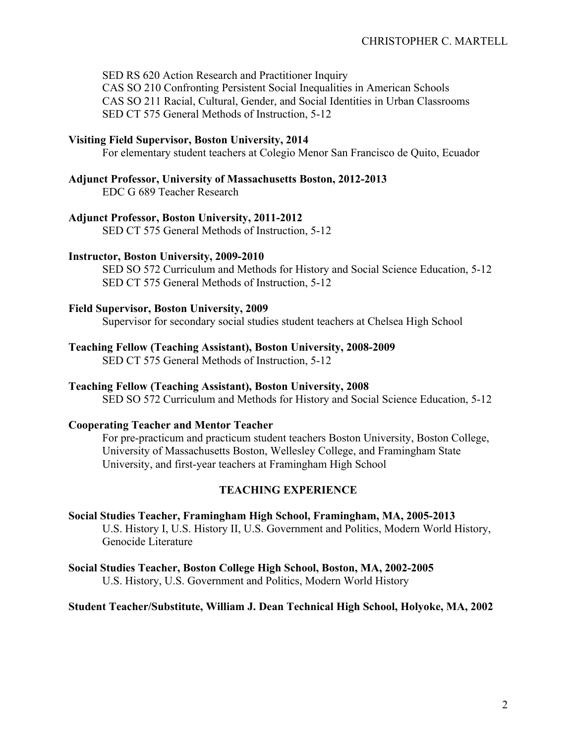SED RS 620 Action Research and Practitioner Inquiry
CAS SO 210 Confronting Persistent Social Inequalities in American Schools
CAS SO 211 Racial, Cultural, Gender, and Social Identities in Urban Classrooms
SED CT 575 General Methods of Instruction, 5-12

**Visiting Field Supervisor, Boston University, 2014**
For elementary student teachers at Colegio Menor San Francisco de Quito, Ecuador

**Adjunct Professor, University of Massachusetts Boston, 2012-2013**
EDC G 689 Teacher Research

**Adjunct Professor, Boston University, 2011-2012**
SED CT 575 General Methods of Instruction, 5-12

**Instructor, Boston University, 2009-2010**
SED SO 572 Curriculum and Methods for History and Social Science Education, 5-12
SED CT 575 General Methods of Instruction, 5-12

**Field Supervisor, Boston University, 2009**
Supervisor for secondary social studies student teachers at Chelsea High School

**Teaching Fellow (Teaching Assistant), Boston University, 2008-2009**
SED CT 575 General Methods of Instruction, 5-12

**Teaching Fellow (Teaching Assistant), Boston University, 2008**
SED SO 572 Curriculum and Methods for History and Social Science Education, 5-12

**Cooperating Teacher and Mentor Teacher**
For pre-practicum and practicum student teachers Boston University, Boston College, University of Massachusetts Boston, Wellesley College, and Framingham State University, and first-year teachers at Framingham High School

## TEACHING EXPERIENCE

**Social Studies Teacher, Framingham High School, Framingham, MA, 2005-2013**
U.S. History I, U.S. History II, U.S. Government and Politics, Modern World History, Genocide Literature

**Social Studies Teacher, Boston College High School, Boston, MA, 2002-2005**
U.S. History, U.S. Government and Politics, Modern World History

**Student Teacher/Substitute, William J. Dean Technical High School, Holyoke, MA, 2002**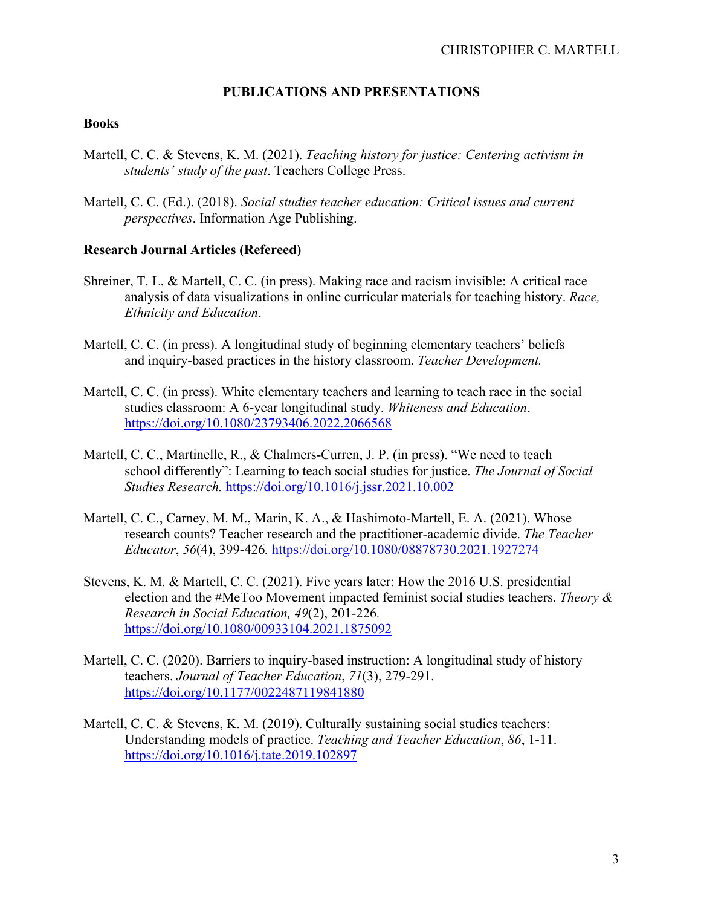## PUBLICATIONS AND PRESENTATIONS

### Books

Martell, C. C. & Stevens, K. M. (2021). *Teaching history for justice: Centering activism in students' study of the past*. Teachers College Press.

Martell, C. C. (Ed.). (2018). *Social studies teacher education: Critical issues and current perspectives*. Information Age Publishing.

### Research Journal Articles (Refereed)

Shreiner, T. L. & Martell, C. C. (in press). Making race and racism invisible: A critical race analysis of data visualizations in online curricular materials for teaching history. *Race, Ethnicity and Education*.

Martell, C. C. (in press). A longitudinal study of beginning elementary teachers' beliefs and inquiry-based practices in the history classroom. *Teacher Development.*

Martell, C. C. (in press). White elementary teachers and learning to teach race in the social studies classroom: A 6-year longitudinal study. *Whiteness and Education*. https://doi.org/10.1080/23793406.2022.2066568

Martell, C. C., Martinelle, R., & Chalmers-Curren, J. P. (in press). "We need to teach school differently": Learning to teach social studies for justice. *The Journal of Social Studies Research.* https://doi.org/10.1016/j.jssr.2021.10.002

Martell, C. C., Carney, M. M., Marin, K. A., & Hashimoto-Martell, E. A. (2021). Whose research counts? Teacher research and the practitioner-academic divide. *The Teacher Educator*, *56*(4), 399-426*.* https://doi.org/10.1080/08878730.2021.1927274

Stevens, K. M. & Martell, C. C. (2021). Five years later: How the 2016 U.S. presidential election and the #MeToo Movement impacted feminist social studies teachers. *Theory & Research in Social Education, 49*(2), 201-226*.* https://doi.org/10.1080/00933104.2021.1875092

Martell, C. C. (2020). Barriers to inquiry-based instruction: A longitudinal study of history teachers. *Journal of Teacher Education*, *71*(3), 279-291. https://doi.org/10.1177/0022487119841880

Martell, C. C. & Stevens, K. M. (2019). Culturally sustaining social studies teachers: Understanding models of practice. *Teaching and Teacher Education*, *86*, 1-11. https://doi.org/10.1016/j.tate.2019.102897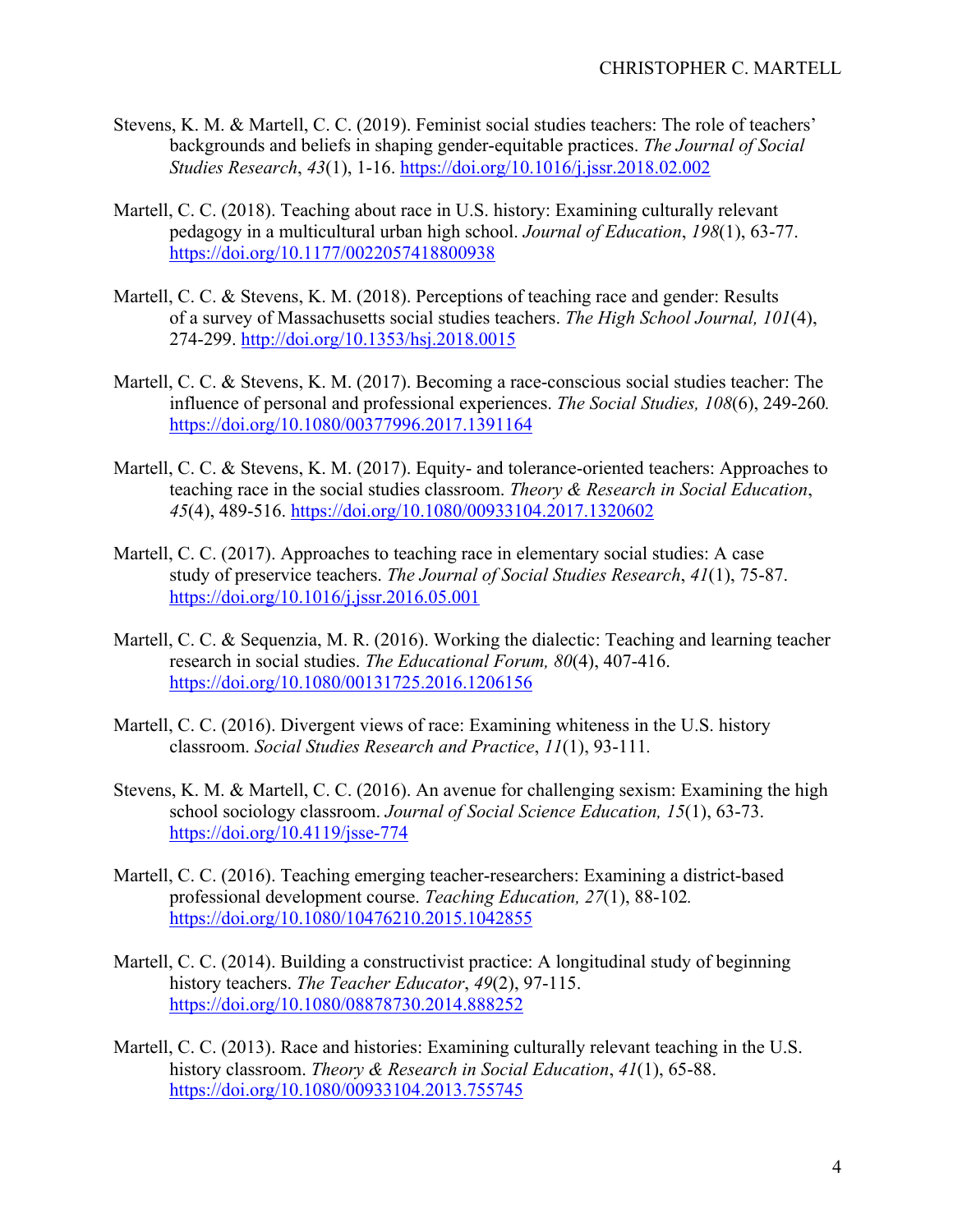Stevens, K. M. & Martell, C. C. (2019). Feminist social studies teachers: The role of teachers' backgrounds and beliefs in shaping gender-equitable practices. *The Journal of Social Studies Research*, *43*(1), 1-16. https://doi.org/10.1016/j.jssr.2018.02.002

Martell, C. C. (2018). Teaching about race in U.S. history: Examining culturally relevant pedagogy in a multicultural urban high school. *Journal of Education*, *198*(1), 63-77. https://doi.org/10.1177/0022057418800938

Martell, C. C. & Stevens, K. M. (2018). Perceptions of teaching race and gender: Results of a survey of Massachusetts social studies teachers. *The High School Journal, 101*(4), 274-299. http://doi.org/10.1353/hsj.2018.0015

Martell, C. C. & Stevens, K. M. (2017). Becoming a race-conscious social studies teacher: The influence of personal and professional experiences. *The Social Studies, 108*(6), 249-260*.* https://doi.org/10.1080/00377996.2017.1391164

Martell, C. C. & Stevens, K. M. (2017). Equity- and tolerance-oriented teachers: Approaches to teaching race in the social studies classroom. *Theory & Research in Social Education*, *45*(4), 489-516. https://doi.org/10.1080/00933104.2017.1320602

Martell, C. C. (2017). Approaches to teaching race in elementary social studies: A case study of preservice teachers. *The Journal of Social Studies Research*, *41*(1), 75-87. https://doi.org/10.1016/j.jssr.2016.05.001

Martell, C. C. & Sequenzia, M. R. (2016). Working the dialectic: Teaching and learning teacher research in social studies. *The Educational Forum, 80*(4), 407-416. https://doi.org/10.1080/00131725.2016.1206156

Martell, C. C. (2016). Divergent views of race: Examining whiteness in the U.S. history classroom. *Social Studies Research and Practice*, *11*(1), 93-111*.*

Stevens, K. M. & Martell, C. C. (2016). An avenue for challenging sexism: Examining the high school sociology classroom. *Journal of Social Science Education, 15*(1), 63-73. https://doi.org/10.4119/jsse-774

Martell, C. C. (2016). Teaching emerging teacher-researchers: Examining a district-based professional development course. *Teaching Education, 27*(1), 88-102*.* https://doi.org/10.1080/10476210.2015.1042855

Martell, C. C. (2014). Building a constructivist practice: A longitudinal study of beginning history teachers. *The Teacher Educator*, *49*(2), 97-115. https://doi.org/10.1080/08878730.2014.888252

Martell, C. C. (2013). Race and histories: Examining culturally relevant teaching in the U.S. history classroom. *Theory & Research in Social Education*, *41*(1), 65-88. https://doi.org/10.1080/00933104.2013.755745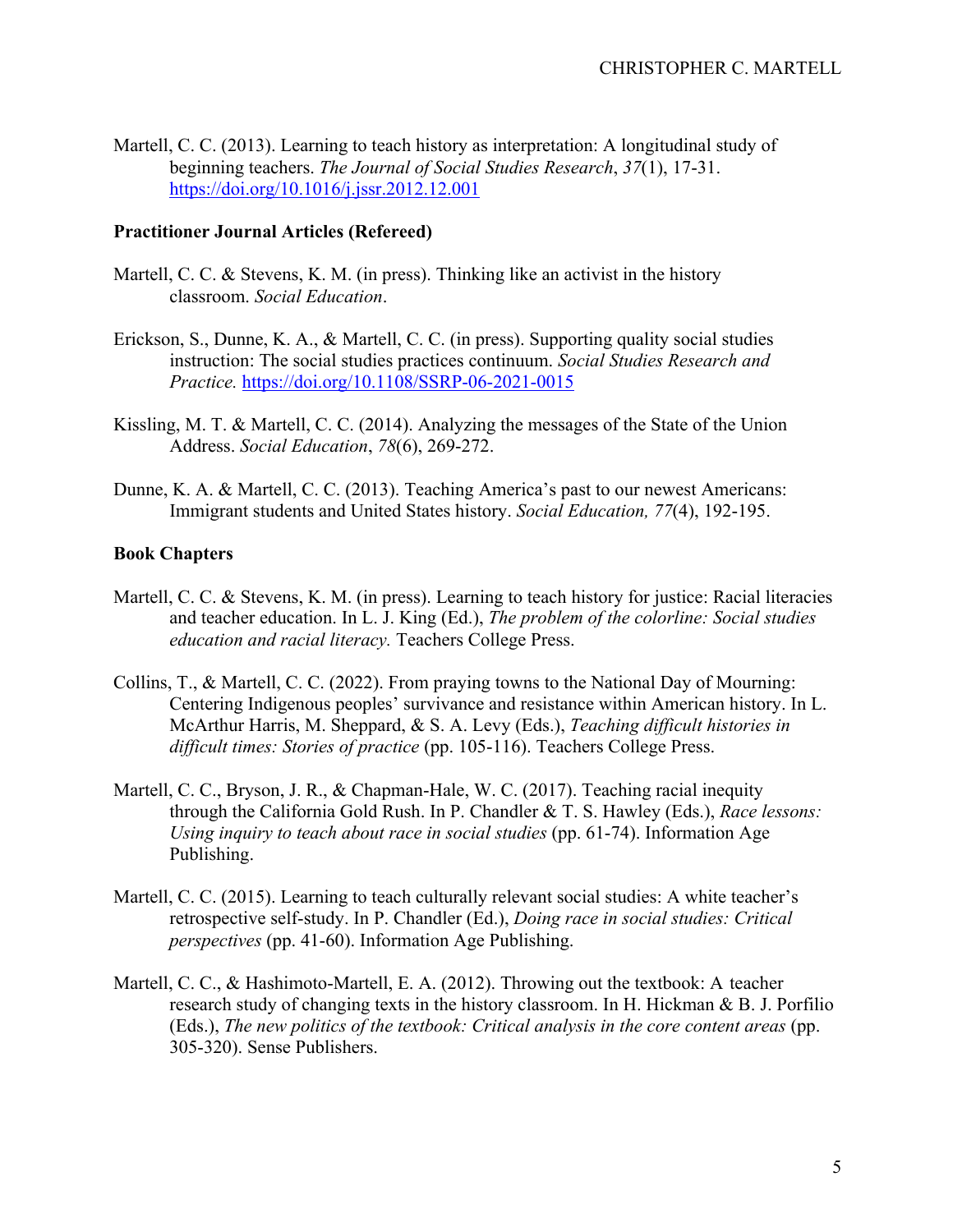Martell, C. C. (2013). Learning to teach history as interpretation: A longitudinal study of beginning teachers. *The Journal of Social Studies Research*, *37*(1), 17-31. https://doi.org/10.1016/j.jssr.2012.12.001

**Practitioner Journal Articles (Refereed)**

Martell, C. C. & Stevens, K. M. (in press). Thinking like an activist in the history classroom. *Social Education*.

Erickson, S., Dunne, K. A., & Martell, C. C. (in press). Supporting quality social studies instruction: The social studies practices continuum. *Social Studies Research and Practice.* https://doi.org/10.1108/SSRP-06-2021-0015

Kissling, M. T. & Martell, C. C. (2014). Analyzing the messages of the State of the Union Address. *Social Education*, *78*(6), 269-272.

Dunne, K. A. & Martell, C. C. (2013). Teaching America's past to our newest Americans: Immigrant students and United States history. *Social Education, 77*(4), 192-195.

**Book Chapters**

Martell, C. C. & Stevens, K. M. (in press). Learning to teach history for justice: Racial literacies and teacher education. In L. J. King (Ed.), *The problem of the colorline: Social studies education and racial literacy.* Teachers College Press.

Collins, T., & Martell, C. C. (2022). From praying towns to the National Day of Mourning: Centering Indigenous peoples' survivance and resistance within American history. In L. McArthur Harris, M. Sheppard, & S. A. Levy (Eds.), *Teaching difficult histories in difficult times: Stories of practice* (pp. 105-116). Teachers College Press.

Martell, C. C., Bryson, J. R., & Chapman-Hale, W. C. (2017). Teaching racial inequity through the California Gold Rush. In P. Chandler & T. S. Hawley (Eds.), *Race lessons: Using inquiry to teach about race in social studies* (pp. 61-74). Information Age Publishing.

Martell, C. C. (2015). Learning to teach culturally relevant social studies: A white teacher's retrospective self-study. In P. Chandler (Ed.), *Doing race in social studies: Critical perspectives* (pp. 41-60). Information Age Publishing.

Martell, C. C., & Hashimoto-Martell, E. A. (2012). Throwing out the textbook: A teacher research study of changing texts in the history classroom. In H. Hickman & B. J. Porfilio (Eds.), *The new politics of the textbook: Critical analysis in the core content areas* (pp. 305-320). Sense Publishers.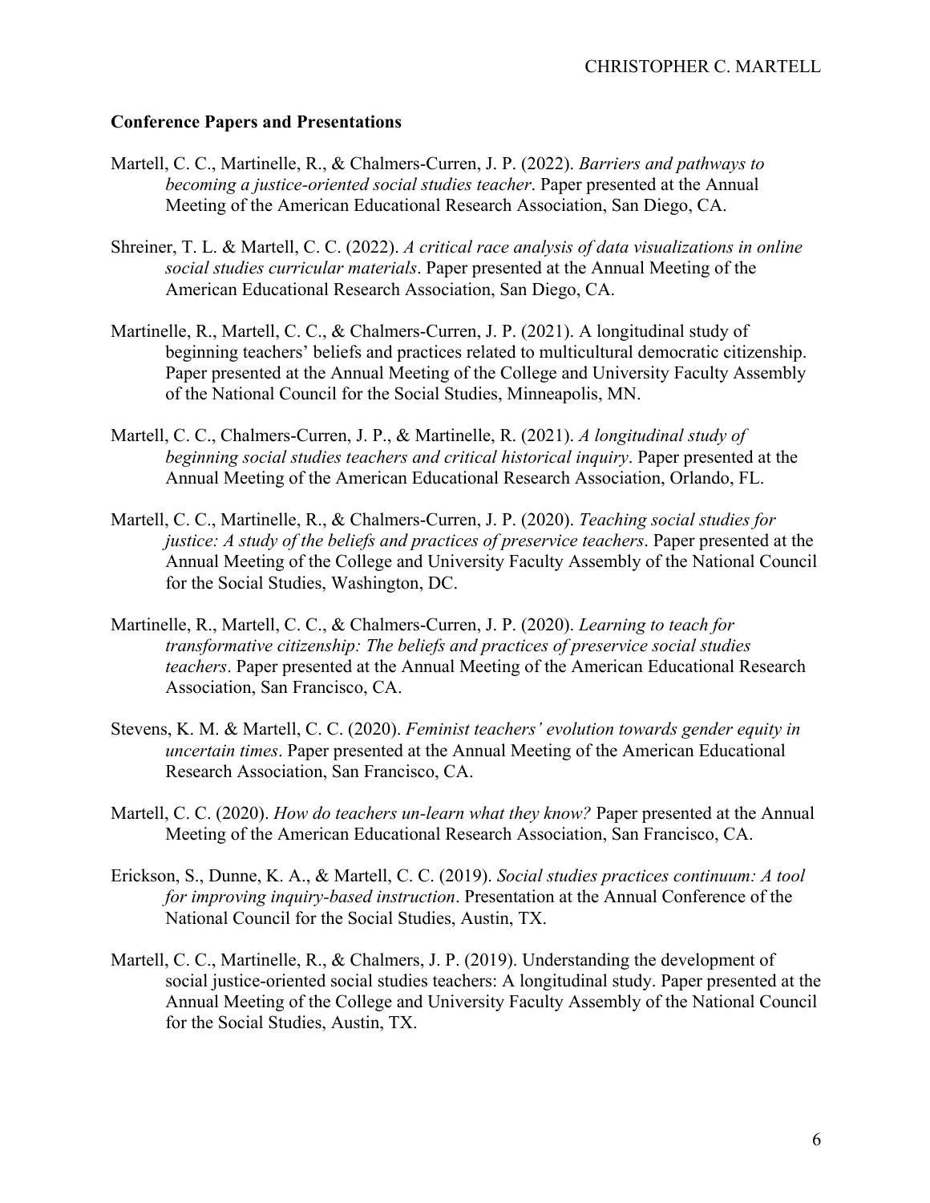**Conference Papers and Presentations**

Martell, C. C., Martinelle, R., & Chalmers-Curren, J. P. (2022). *Barriers and pathways to becoming a justice-oriented social studies teacher*. Paper presented at the Annual Meeting of the American Educational Research Association, San Diego, CA.

Shreiner, T. L. & Martell, C. C. (2022). *A critical race analysis of data visualizations in online social studies curricular materials*. Paper presented at the Annual Meeting of the American Educational Research Association, San Diego, CA.

Martinelle, R., Martell, C. C., & Chalmers-Curren, J. P. (2021). A longitudinal study of beginning teachers' beliefs and practices related to multicultural democratic citizenship. Paper presented at the Annual Meeting of the College and University Faculty Assembly of the National Council for the Social Studies, Minneapolis, MN.

Martell, C. C., Chalmers-Curren, J. P., & Martinelle, R. (2021). *A longitudinal study of beginning social studies teachers and critical historical inquiry*. Paper presented at the Annual Meeting of the American Educational Research Association, Orlando, FL.

Martell, C. C., Martinelle, R., & Chalmers-Curren, J. P. (2020). *Teaching social studies for justice: A study of the beliefs and practices of preservice teachers*. Paper presented at the Annual Meeting of the College and University Faculty Assembly of the National Council for the Social Studies, Washington, DC.

Martinelle, R., Martell, C. C., & Chalmers-Curren, J. P. (2020). *Learning to teach for transformative citizenship: The beliefs and practices of preservice social studies teachers*. Paper presented at the Annual Meeting of the American Educational Research Association, San Francisco, CA.

Stevens, K. M. & Martell, C. C. (2020). *Feminist teachers' evolution towards gender equity in uncertain times*. Paper presented at the Annual Meeting of the American Educational Research Association, San Francisco, CA.

Martell, C. C. (2020). *How do teachers un-learn what they know?* Paper presented at the Annual Meeting of the American Educational Research Association, San Francisco, CA.

Erickson, S., Dunne, K. A., & Martell, C. C. (2019). *Social studies practices continuum: A tool for improving inquiry-based instruction*. Presentation at the Annual Conference of the National Council for the Social Studies, Austin, TX.

Martell, C. C., Martinelle, R., & Chalmers, J. P. (2019). Understanding the development of social justice-oriented social studies teachers: A longitudinal study. Paper presented at the Annual Meeting of the College and University Faculty Assembly of the National Council for the Social Studies, Austin, TX.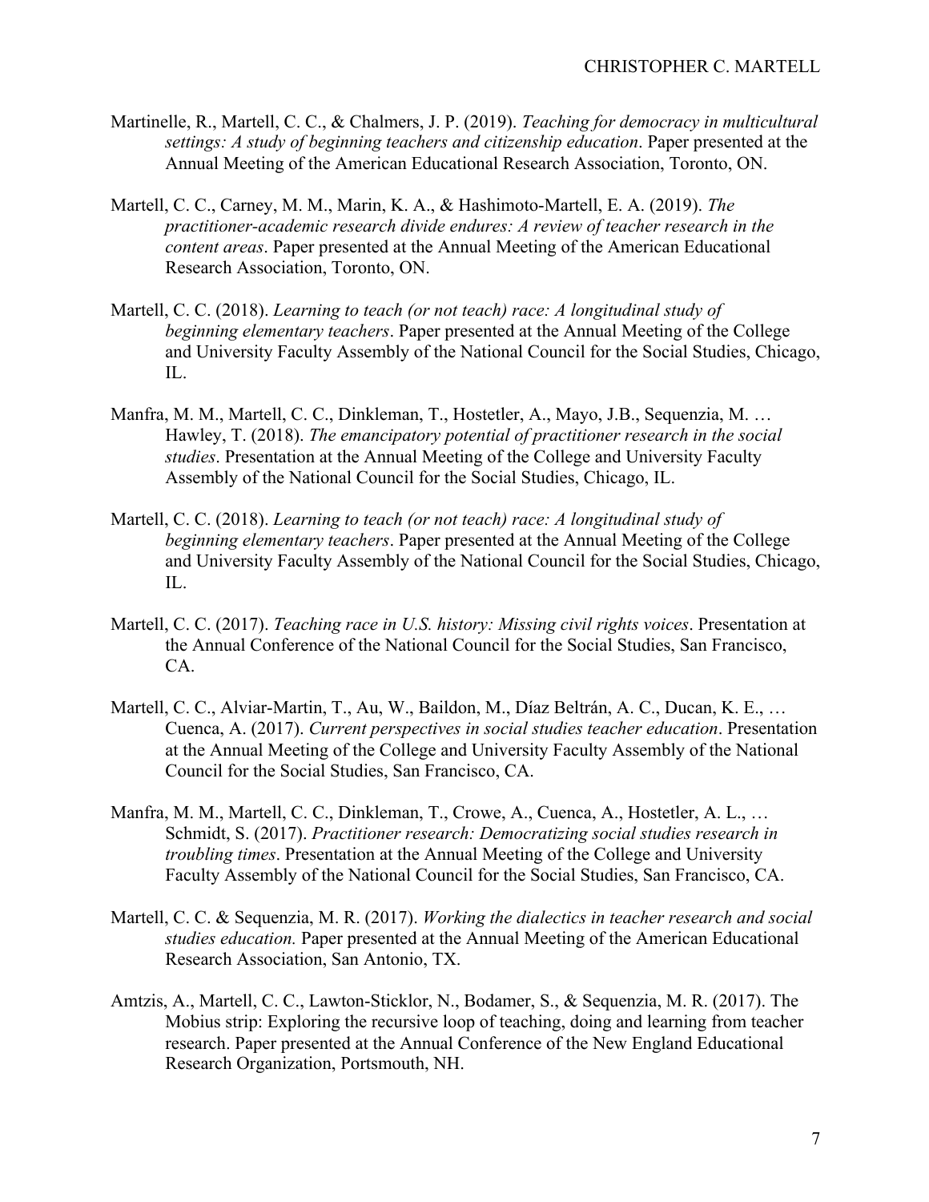Martinelle, R., Martell, C. C., & Chalmers, J. P. (2019). *Teaching for democracy in multicultural settings: A study of beginning teachers and citizenship education*. Paper presented at the Annual Meeting of the American Educational Research Association, Toronto, ON.

Martell, C. C., Carney, M. M., Marin, K. A., & Hashimoto-Martell, E. A. (2019). *The practitioner-academic research divide endures: A review of teacher research in the content areas*. Paper presented at the Annual Meeting of the American Educational Research Association, Toronto, ON.

Martell, C. C. (2018). *Learning to teach (or not teach) race: A longitudinal study of beginning elementary teachers*. Paper presented at the Annual Meeting of the College and University Faculty Assembly of the National Council for the Social Studies, Chicago, IL.

Manfra, M. M., Martell, C. C., Dinkleman, T., Hostetler, A., Mayo, J.B., Sequenzia, M. … Hawley, T. (2018). *The emancipatory potential of practitioner research in the social studies*. Presentation at the Annual Meeting of the College and University Faculty Assembly of the National Council for the Social Studies, Chicago, IL.

Martell, C. C. (2018). *Learning to teach (or not teach) race: A longitudinal study of beginning elementary teachers*. Paper presented at the Annual Meeting of the College and University Faculty Assembly of the National Council for the Social Studies, Chicago, IL.

Martell, C. C. (2017). *Teaching race in U.S. history: Missing civil rights voices*. Presentation at the Annual Conference of the National Council for the Social Studies, San Francisco, CA.

Martell, C. C., Alviar-Martin, T., Au, W., Baildon, M., Díaz Beltrán, A. C., Ducan, K. E., … Cuenca, A. (2017). *Current perspectives in social studies teacher education*. Presentation at the Annual Meeting of the College and University Faculty Assembly of the National Council for the Social Studies, San Francisco, CA.

Manfra, M. M., Martell, C. C., Dinkleman, T., Crowe, A., Cuenca, A., Hostetler, A. L., … Schmidt, S. (2017). *Practitioner research: Democratizing social studies research in troubling times*. Presentation at the Annual Meeting of the College and University Faculty Assembly of the National Council for the Social Studies, San Francisco, CA.

Martell, C. C. & Sequenzia, M. R. (2017). *Working the dialectics in teacher research and social studies education.* Paper presented at the Annual Meeting of the American Educational Research Association, San Antonio, TX.

Amtzis, A., Martell, C. C., Lawton-Sticklor, N., Bodamer, S., & Sequenzia, M. R. (2017). The Mobius strip: Exploring the recursive loop of teaching, doing and learning from teacher research. Paper presented at the Annual Conference of the New England Educational Research Organization, Portsmouth, NH.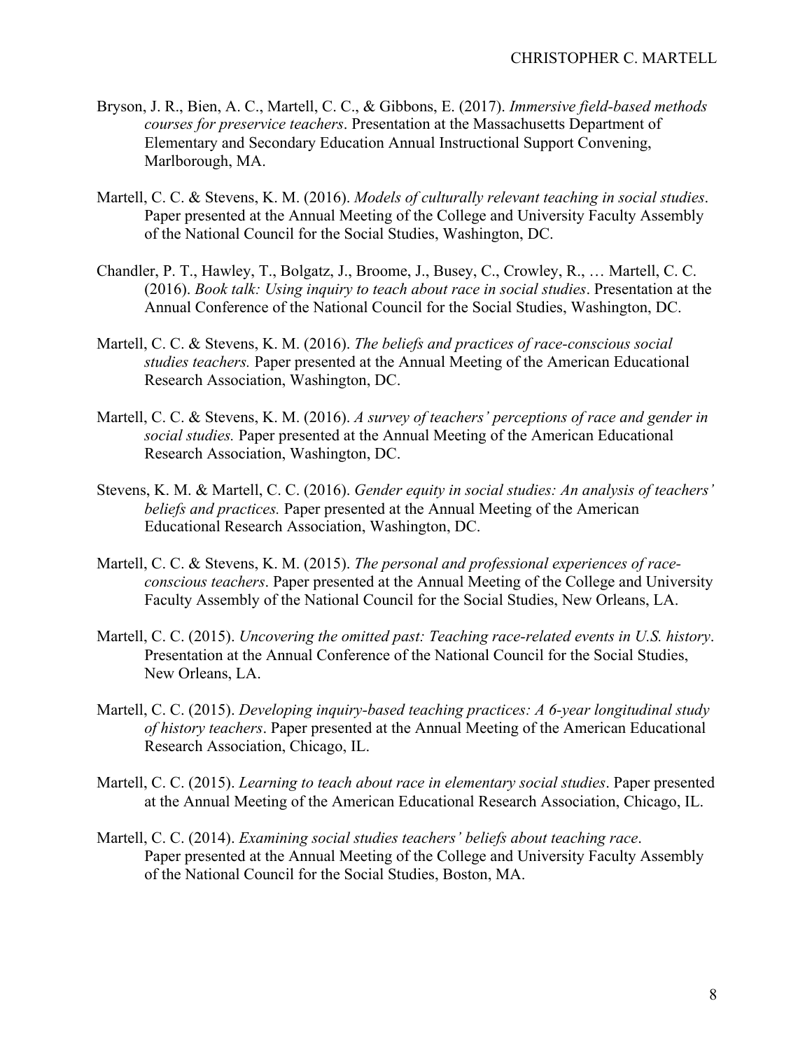Bryson, J. R., Bien, A. C., Martell, C. C., & Gibbons, E. (2017). *Immersive field-based methods courses for preservice teachers*. Presentation at the Massachusetts Department of Elementary and Secondary Education Annual Instructional Support Convening, Marlborough, MA.

Martell, C. C. & Stevens, K. M. (2016). *Models of culturally relevant teaching in social studies*. Paper presented at the Annual Meeting of the College and University Faculty Assembly of the National Council for the Social Studies, Washington, DC.

Chandler, P. T., Hawley, T., Bolgatz, J., Broome, J., Busey, C., Crowley, R., … Martell, C. C. (2016). *Book talk: Using inquiry to teach about race in social studies*. Presentation at the Annual Conference of the National Council for the Social Studies, Washington, DC.

Martell, C. C. & Stevens, K. M. (2016). *The beliefs and practices of race-conscious social studies teachers.* Paper presented at the Annual Meeting of the American Educational Research Association, Washington, DC.

Martell, C. C. & Stevens, K. M. (2016). *A survey of teachers' perceptions of race and gender in social studies.* Paper presented at the Annual Meeting of the American Educational Research Association, Washington, DC.

Stevens, K. M. & Martell, C. C. (2016). *Gender equity in social studies: An analysis of teachers' beliefs and practices.* Paper presented at the Annual Meeting of the American Educational Research Association, Washington, DC.

Martell, C. C. & Stevens, K. M. (2015). *The personal and professional experiences of race-conscious teachers*. Paper presented at the Annual Meeting of the College and University Faculty Assembly of the National Council for the Social Studies, New Orleans, LA.

Martell, C. C. (2015). *Uncovering the omitted past: Teaching race-related events in U.S. history*. Presentation at the Annual Conference of the National Council for the Social Studies, New Orleans, LA.

Martell, C. C. (2015). *Developing inquiry-based teaching practices: A 6-year longitudinal study of history teachers*. Paper presented at the Annual Meeting of the American Educational Research Association, Chicago, IL.

Martell, C. C. (2015). *Learning to teach about race in elementary social studies*. Paper presented at the Annual Meeting of the American Educational Research Association, Chicago, IL.

Martell, C. C. (2014). *Examining social studies teachers' beliefs about teaching race*. Paper presented at the Annual Meeting of the College and University Faculty Assembly of the National Council for the Social Studies, Boston, MA.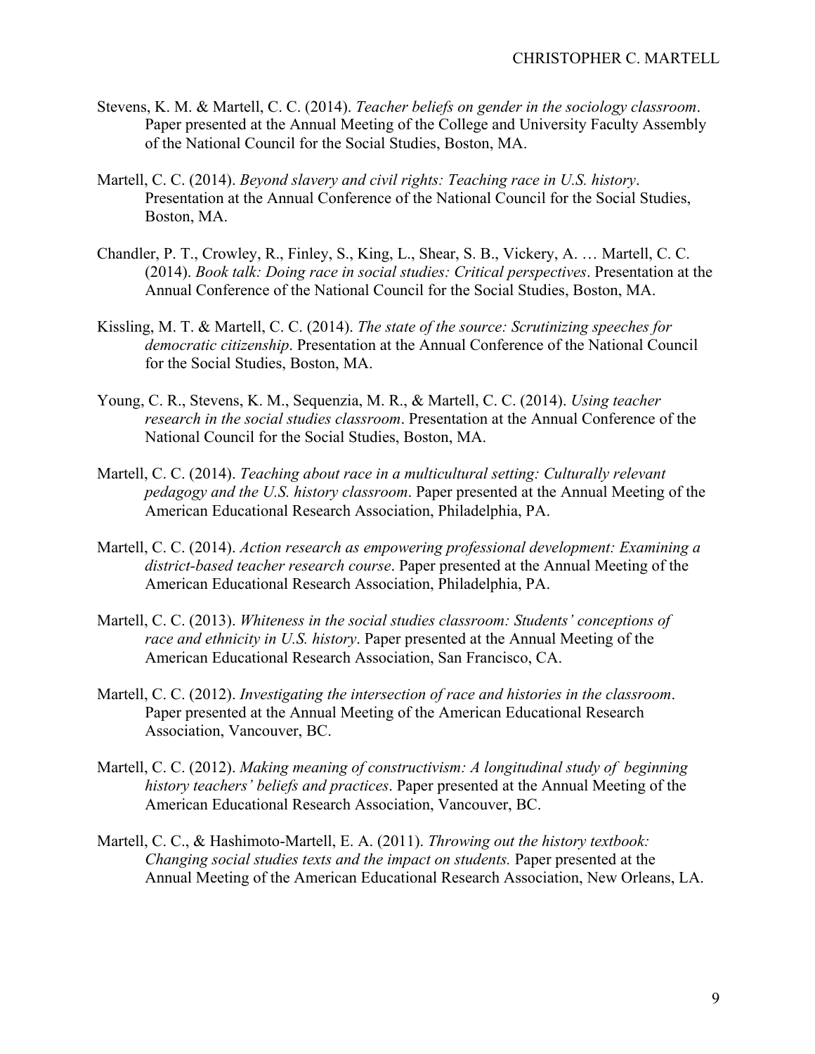Stevens, K. M. & Martell, C. C. (2014). *Teacher beliefs on gender in the sociology classroom*. Paper presented at the Annual Meeting of the College and University Faculty Assembly of the National Council for the Social Studies, Boston, MA.

Martell, C. C. (2014). *Beyond slavery and civil rights: Teaching race in U.S. history*. Presentation at the Annual Conference of the National Council for the Social Studies, Boston, MA.

Chandler, P. T., Crowley, R., Finley, S., King, L., Shear, S. B., Vickery, A. … Martell, C. C. (2014). *Book talk: Doing race in social studies: Critical perspectives*. Presentation at the Annual Conference of the National Council for the Social Studies, Boston, MA.

Kissling, M. T. & Martell, C. C. (2014). *The state of the source: Scrutinizing speeches for democratic citizenship*. Presentation at the Annual Conference of the National Council for the Social Studies, Boston, MA.

Young, C. R., Stevens, K. M., Sequenzia, M. R., & Martell, C. C. (2014). *Using teacher research in the social studies classroom*. Presentation at the Annual Conference of the National Council for the Social Studies, Boston, MA.

Martell, C. C. (2014). *Teaching about race in a multicultural setting: Culturally relevant pedagogy and the U.S. history classroom*. Paper presented at the Annual Meeting of the American Educational Research Association, Philadelphia, PA.

Martell, C. C. (2014). *Action research as empowering professional development: Examining a district-based teacher research course*. Paper presented at the Annual Meeting of the American Educational Research Association, Philadelphia, PA.

Martell, C. C. (2013). *Whiteness in the social studies classroom: Students' conceptions of race and ethnicity in U.S. history*. Paper presented at the Annual Meeting of the American Educational Research Association, San Francisco, CA.

Martell, C. C. (2012). *Investigating the intersection of race and histories in the classroom*. Paper presented at the Annual Meeting of the American Educational Research Association, Vancouver, BC.

Martell, C. C. (2012). *Making meaning of constructivism: A longitudinal study of beginning history teachers' beliefs and practices*. Paper presented at the Annual Meeting of the American Educational Research Association, Vancouver, BC.

Martell, C. C., & Hashimoto-Martell, E. A. (2011). *Throwing out the history textbook: Changing social studies texts and the impact on students.* Paper presented at the Annual Meeting of the American Educational Research Association, New Orleans, LA.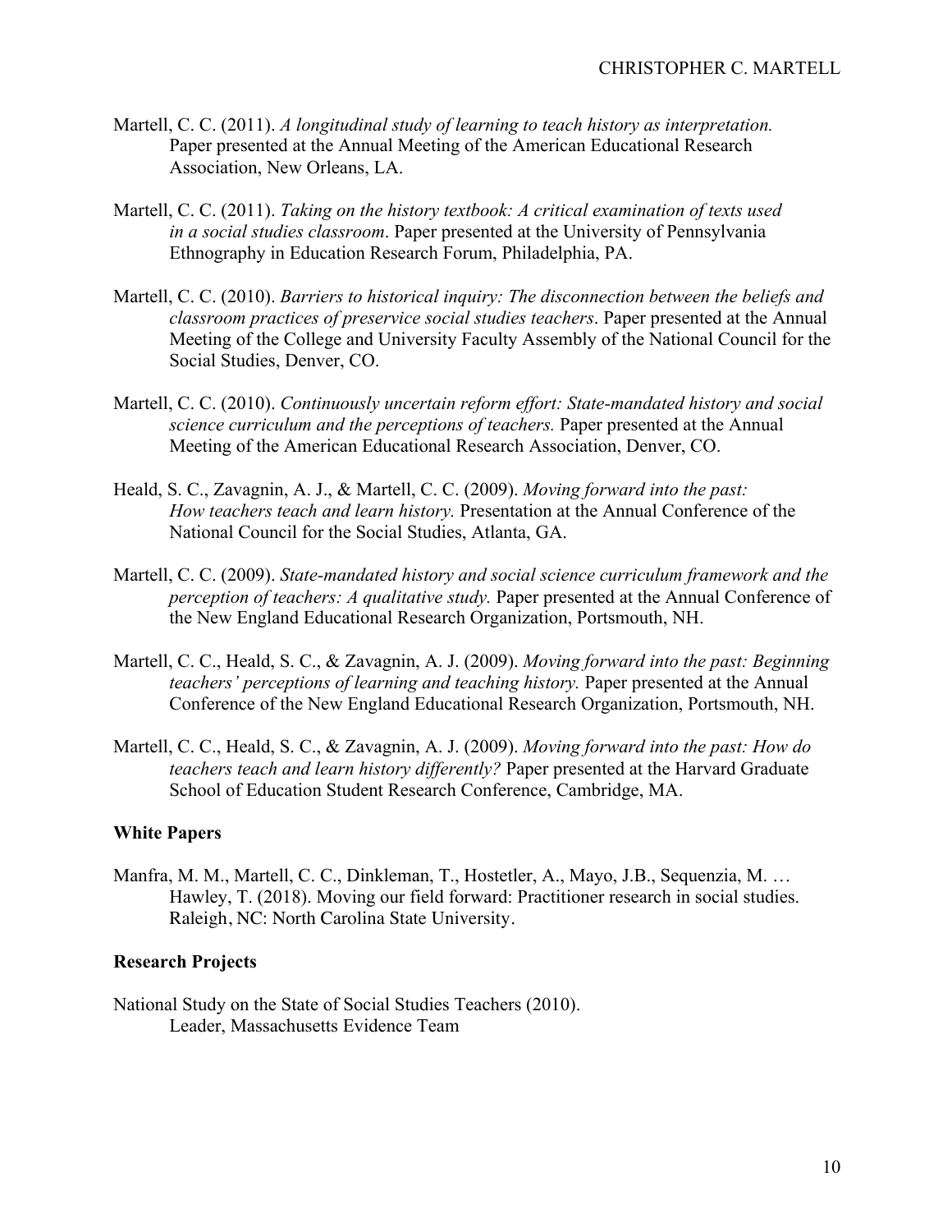Martell, C. C. (2011). *A longitudinal study of learning to teach history as interpretation.* Paper presented at the Annual Meeting of the American Educational Research Association, New Orleans, LA.

Martell, C. C. (2011). *Taking on the history textbook: A critical examination of texts used in a social studies classroom*. Paper presented at the University of Pennsylvania Ethnography in Education Research Forum, Philadelphia, PA.

Martell, C. C. (2010). *Barriers to historical inquiry: The disconnection between the beliefs and classroom practices of preservice social studies teachers*. Paper presented at the Annual Meeting of the College and University Faculty Assembly of the National Council for the Social Studies, Denver, CO.

Martell, C. C. (2010). *Continuously uncertain reform effort: State-mandated history and social science curriculum and the perceptions of teachers.* Paper presented at the Annual Meeting of the American Educational Research Association, Denver, CO.

Heald, S. C., Zavagnin, A. J., & Martell, C. C. (2009). *Moving forward into the past: How teachers teach and learn history.* Presentation at the Annual Conference of the National Council for the Social Studies, Atlanta, GA.

Martell, C. C. (2009). *State-mandated history and social science curriculum framework and the perception of teachers: A qualitative study.* Paper presented at the Annual Conference of the New England Educational Research Organization, Portsmouth, NH.

Martell, C. C., Heald, S. C., & Zavagnin, A. J. (2009). *Moving forward into the past: Beginning teachers' perceptions of learning and teaching history.* Paper presented at the Annual Conference of the New England Educational Research Organization, Portsmouth, NH.

Martell, C. C., Heald, S. C., & Zavagnin, A. J. (2009). *Moving forward into the past: How do teachers teach and learn history differently?* Paper presented at the Harvard Graduate School of Education Student Research Conference, Cambridge, MA.

**White Papers**

Manfra, M. M., Martell, C. C., Dinkleman, T., Hostetler, A., Mayo, J.B., Sequenzia, M. … Hawley, T. (2018). Moving our field forward: Practitioner research in social studies. Raleigh, NC: North Carolina State University.

**Research Projects**

National Study on the State of Social Studies Teachers (2010).
Leader, Massachusetts Evidence Team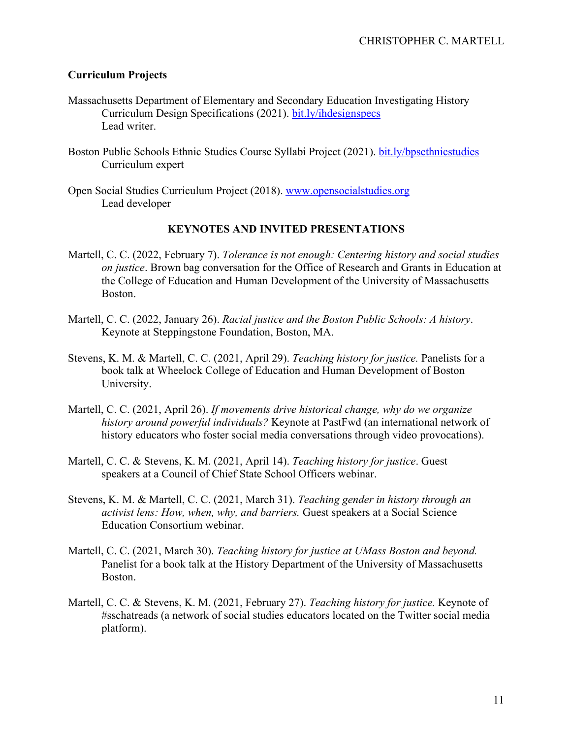### Curriculum Projects

Massachusetts Department of Elementary and Secondary Education Investigating History Curriculum Design Specifications (2021). [bit.ly/ihdesignspecs](http://bit.ly/ihdesignspecs)
Lead writer.

Boston Public Schools Ethnic Studies Course Syllabi Project (2021). [bit.ly/bpsethnicstudies](http://bit.ly/bpsethnicstudies)
Curriculum expert

Open Social Studies Curriculum Project (2018). [www.opensocialstudies.org](http://www.opensocialstudies.org)
Lead developer

## KEYNOTES AND INVITED PRESENTATIONS

Martell, C. C. (2022, February 7). *Tolerance is not enough: Centering history and social studies on justice*. Brown bag conversation for the Office of Research and Grants in Education at the College of Education and Human Development of the University of Massachusetts Boston.

Martell, C. C. (2022, January 26). *Racial justice and the Boston Public Schools: A history*. Keynote at Steppingstone Foundation, Boston, MA.

Stevens, K. M. & Martell, C. C. (2021, April 29). *Teaching history for justice.* Panelists for a book talk at Wheelock College of Education and Human Development of Boston University.

Martell, C. C. (2021, April 26). *If movements drive historical change, why do we organize history around powerful individuals?* Keynote at PastFwd (an international network of history educators who foster social media conversations through video provocations).

Martell, C. C. & Stevens, K. M. (2021, April 14). *Teaching history for justice*. Guest speakers at a Council of Chief State School Officers webinar.

Stevens, K. M. & Martell, C. C. (2021, March 31). *Teaching gender in history through an activist lens: How, when, why, and barriers.* Guest speakers at a Social Science Education Consortium webinar.

Martell, C. C. (2021, March 30). *Teaching history for justice at UMass Boston and beyond.* Panelist for a book talk at the History Department of the University of Massachusetts Boston.

Martell, C. C. & Stevens, K. M. (2021, February 27). *Teaching history for justice.* Keynote of #sschatreads (a network of social studies educators located on the Twitter social media platform).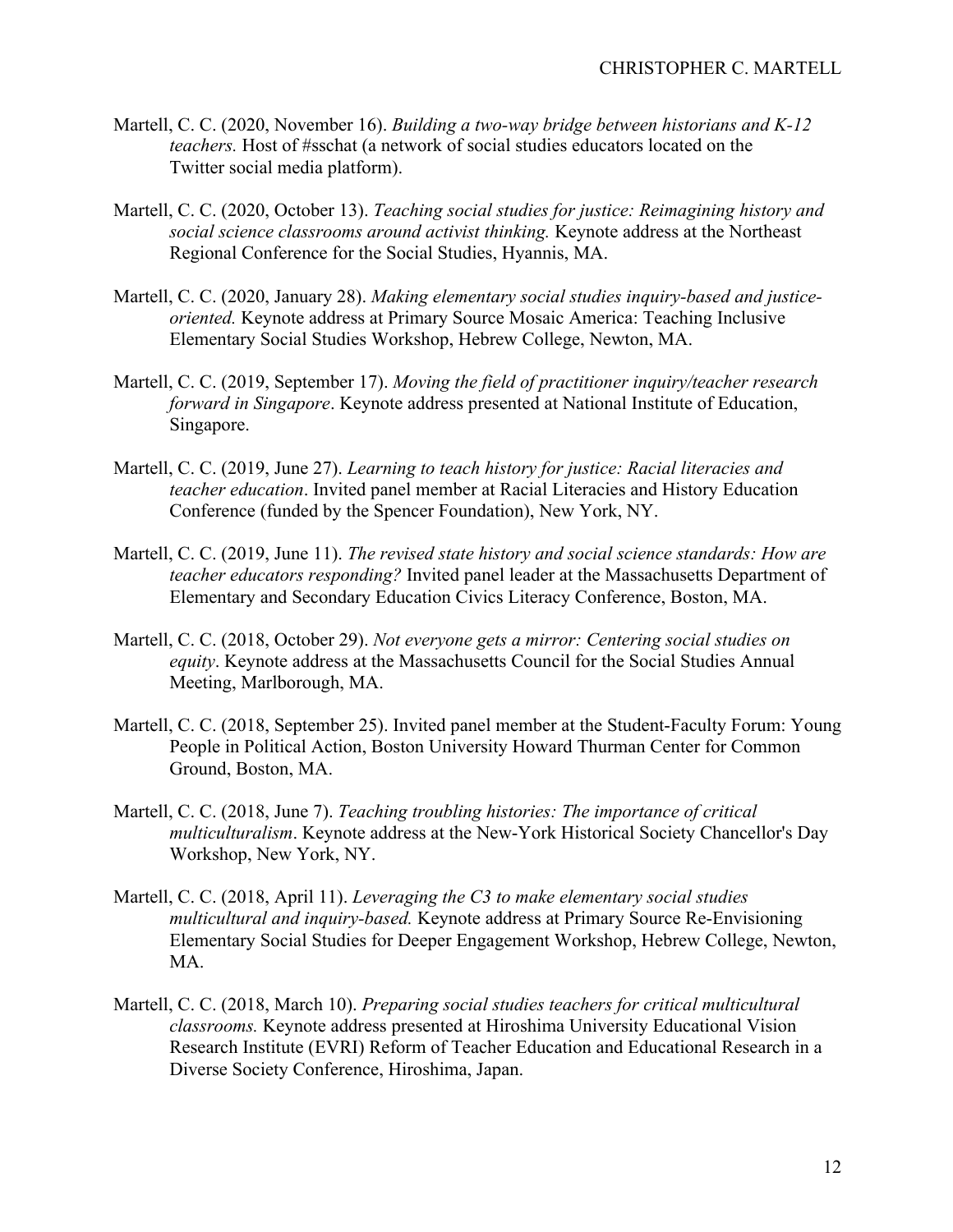Martell, C. C. (2020, November 16). *Building a two-way bridge between historians and K-12 teachers.* Host of #sschat (a network of social studies educators located on the Twitter social media platform).

Martell, C. C. (2020, October 13). *Teaching social studies for justice: Reimagining history and social science classrooms around activist thinking.* Keynote address at the Northeast Regional Conference for the Social Studies, Hyannis, MA.

Martell, C. C. (2020, January 28). *Making elementary social studies inquiry-based and justice-oriented.* Keynote address at Primary Source Mosaic America: Teaching Inclusive Elementary Social Studies Workshop, Hebrew College, Newton, MA.

Martell, C. C. (2019, September 17). *Moving the field of practitioner inquiry/teacher research forward in Singapore*. Keynote address presented at National Institute of Education, Singapore.

Martell, C. C. (2019, June 27). *Learning to teach history for justice: Racial literacies and teacher education*. Invited panel member at Racial Literacies and History Education Conference (funded by the Spencer Foundation), New York, NY.

Martell, C. C. (2019, June 11). *The revised state history and social science standards: How are teacher educators responding?* Invited panel leader at the Massachusetts Department of Elementary and Secondary Education Civics Literacy Conference, Boston, MA.

Martell, C. C. (2018, October 29). *Not everyone gets a mirror: Centering social studies on equity*. Keynote address at the Massachusetts Council for the Social Studies Annual Meeting, Marlborough, MA.

Martell, C. C. (2018, September 25). Invited panel member at the Student-Faculty Forum: Young People in Political Action, Boston University Howard Thurman Center for Common Ground, Boston, MA.

Martell, C. C. (2018, June 7). *Teaching troubling histories: The importance of critical multiculturalism*. Keynote address at the New-York Historical Society Chancellor's Day Workshop, New York, NY.

Martell, C. C. (2018, April 11). *Leveraging the C3 to make elementary social studies multicultural and inquiry-based.* Keynote address at Primary Source Re-Envisioning Elementary Social Studies for Deeper Engagement Workshop, Hebrew College, Newton, MA.

Martell, C. C. (2018, March 10). *Preparing social studies teachers for critical multicultural classrooms.* Keynote address presented at Hiroshima University Educational Vision Research Institute (EVRI) Reform of Teacher Education and Educational Research in a Diverse Society Conference, Hiroshima, Japan.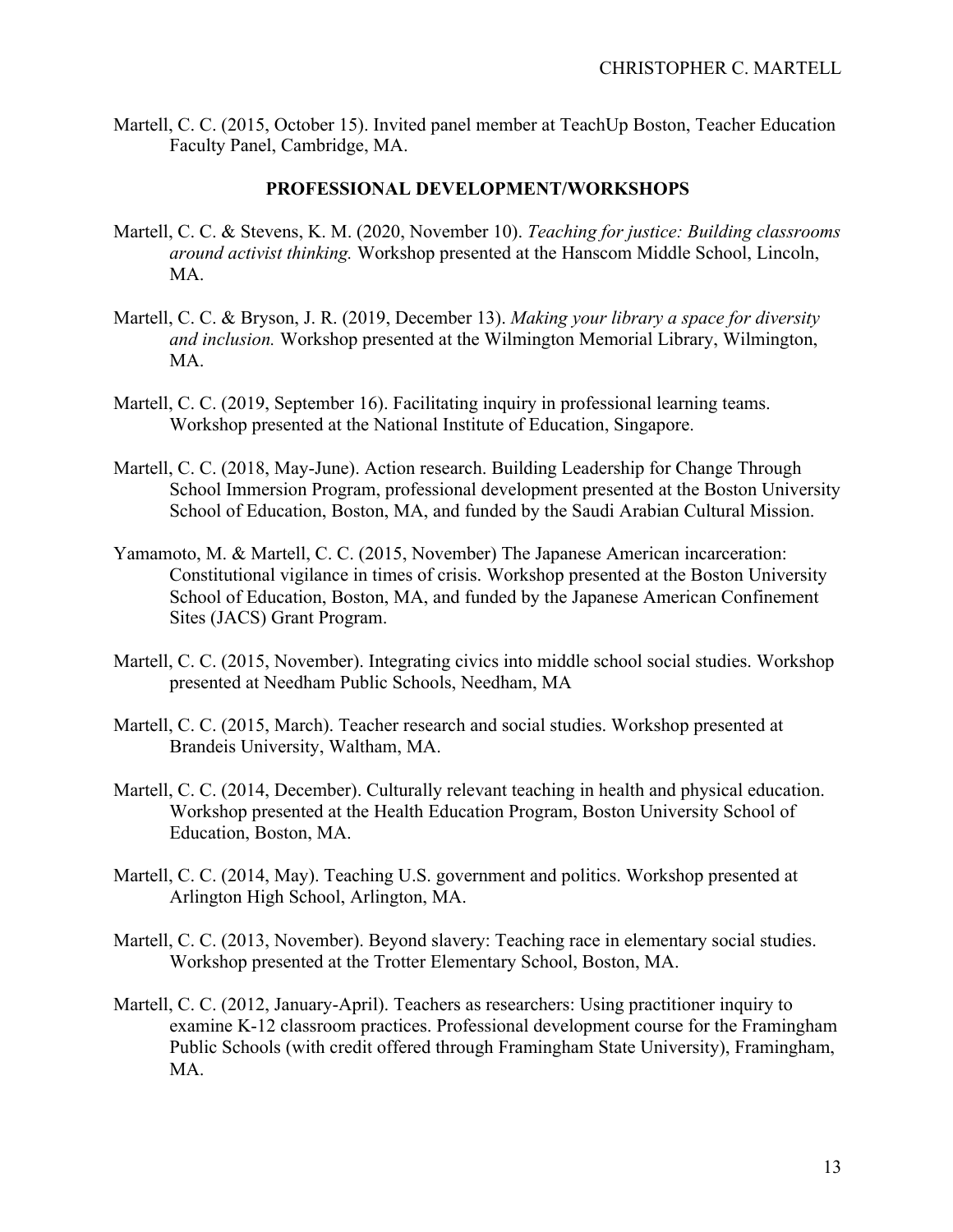Martell, C. C. (2015, October 15). Invited panel member at TeachUp Boston, Teacher Education Faculty Panel, Cambridge, MA.

## PROFESSIONAL DEVELOPMENT/WORKSHOPS

Martell, C. C. & Stevens, K. M. (2020, November 10). *Teaching for justice: Building classrooms around activist thinking.* Workshop presented at the Hanscom Middle School, Lincoln, MA.

Martell, C. C. & Bryson, J. R. (2019, December 13). *Making your library a space for diversity and inclusion.* Workshop presented at the Wilmington Memorial Library, Wilmington, MA.

Martell, C. C. (2019, September 16). Facilitating inquiry in professional learning teams. Workshop presented at the National Institute of Education, Singapore.

Martell, C. C. (2018, May-June). Action research. Building Leadership for Change Through School Immersion Program, professional development presented at the Boston University School of Education, Boston, MA, and funded by the Saudi Arabian Cultural Mission.

Yamamoto, M. & Martell, C. C. (2015, November) The Japanese American incarceration: Constitutional vigilance in times of crisis. Workshop presented at the Boston University School of Education, Boston, MA, and funded by the Japanese American Confinement Sites (JACS) Grant Program.

Martell, C. C. (2015, November). Integrating civics into middle school social studies. Workshop presented at Needham Public Schools, Needham, MA

Martell, C. C. (2015, March). Teacher research and social studies. Workshop presented at Brandeis University, Waltham, MA.

Martell, C. C. (2014, December). Culturally relevant teaching in health and physical education. Workshop presented at the Health Education Program, Boston University School of Education, Boston, MA.

Martell, C. C. (2014, May). Teaching U.S. government and politics. Workshop presented at Arlington High School, Arlington, MA.

Martell, C. C. (2013, November). Beyond slavery: Teaching race in elementary social studies. Workshop presented at the Trotter Elementary School, Boston, MA.

Martell, C. C. (2012, January-April). Teachers as researchers: Using practitioner inquiry to examine K-12 classroom practices. Professional development course for the Framingham Public Schools (with credit offered through Framingham State University), Framingham, MA.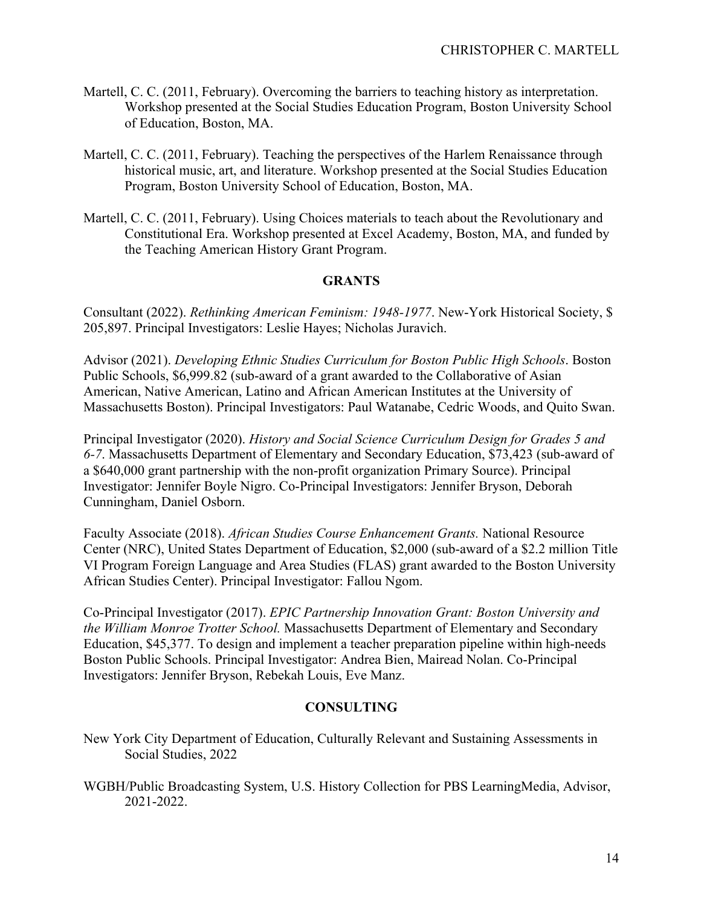Martell, C. C. (2011, February). Overcoming the barriers to teaching history as interpretation. Workshop presented at the Social Studies Education Program, Boston University School of Education, Boston, MA.

Martell, C. C. (2011, February). Teaching the perspectives of the Harlem Renaissance through historical music, art, and literature. Workshop presented at the Social Studies Education Program, Boston University School of Education, Boston, MA.

Martell, C. C. (2011, February). Using Choices materials to teach about the Revolutionary and Constitutional Era. Workshop presented at Excel Academy, Boston, MA, and funded by the Teaching American History Grant Program.

## GRANTS

Consultant (2022). *Rethinking American Feminism: 1948-1977*. New-York Historical Society, $ 205,897. Principal Investigators: Leslie Hayes; Nicholas Juravich.

Advisor (2021). *Developing Ethnic Studies Curriculum for Boston Public High Schools*. Boston Public Schools, $6,999.82 (sub-award of a grant awarded to the Collaborative of Asian American, Native American, Latino and African American Institutes at the University of Massachusetts Boston). Principal Investigators: Paul Watanabe, Cedric Woods, and Quito Swan.

Principal Investigator (2020). *History and Social Science Curriculum Design for Grades 5 and 6-7*. Massachusetts Department of Elementary and Secondary Education, $73,423 (sub-award of a $640,000 grant partnership with the non-profit organization Primary Source). Principal Investigator: Jennifer Boyle Nigro. Co-Principal Investigators: Jennifer Bryson, Deborah Cunningham, Daniel Osborn.

Faculty Associate (2018). *African Studies Course Enhancement Grants.* National Resource Center (NRC), United States Department of Education, $2,000 (sub-award of a $2.2 million Title VI Program Foreign Language and Area Studies (FLAS) grant awarded to the Boston University African Studies Center). Principal Investigator: Fallou Ngom.

Co-Principal Investigator (2017). *EPIC Partnership Innovation Grant: Boston University and the William Monroe Trotter School.* Massachusetts Department of Elementary and Secondary Education, $45,377. To design and implement a teacher preparation pipeline within high-needs Boston Public Schools. Principal Investigator: Andrea Bien, Mairead Nolan. Co-Principal Investigators: Jennifer Bryson, Rebekah Louis, Eve Manz.

## CONSULTING

New York City Department of Education, Culturally Relevant and Sustaining Assessments in Social Studies, 2022

WGBH/Public Broadcasting System, U.S. History Collection for PBS LearningMedia, Advisor, 2021-2022.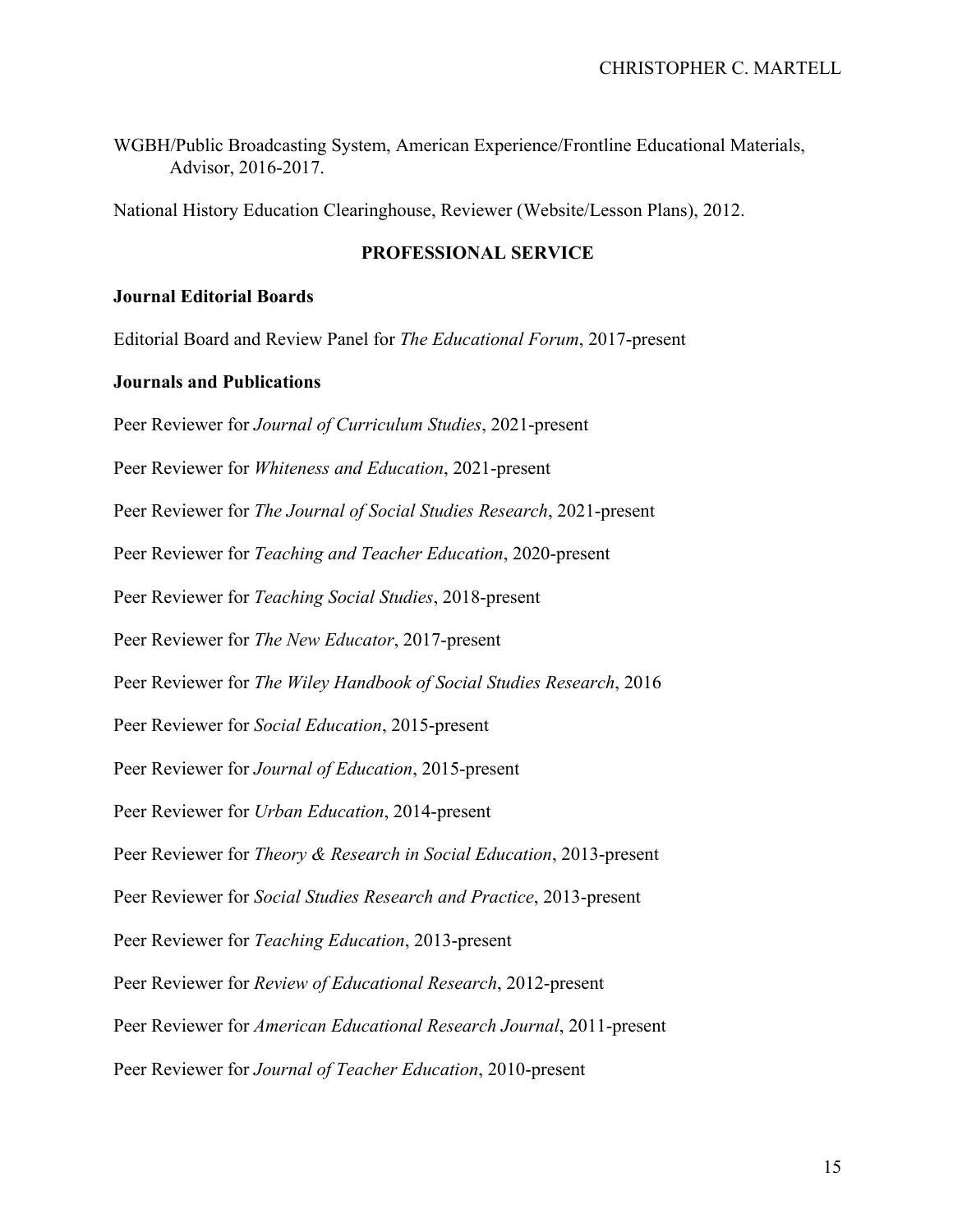WGBH/Public Broadcasting System, American Experience/Frontline Educational Materials, Advisor, 2016-2017.

National History Education Clearinghouse, Reviewer (Website/Lesson Plans), 2012.

## PROFESSIONAL SERVICE

### Journal Editorial Boards

Editorial Board and Review Panel for *The Educational Forum*, 2017-present

### Journals and Publications

Peer Reviewer for *Journal of Curriculum Studies*, 2021-present

Peer Reviewer for *Whiteness and Education*, 2021-present

Peer Reviewer for *The Journal of Social Studies Research*, 2021-present

Peer Reviewer for *Teaching and Teacher Education*, 2020-present

Peer Reviewer for *Teaching Social Studies*, 2018-present

Peer Reviewer for *The New Educator*, 2017-present

Peer Reviewer for *The Wiley Handbook of Social Studies Research*, 2016

Peer Reviewer for *Social Education*, 2015-present

Peer Reviewer for *Journal of Education*, 2015-present

Peer Reviewer for *Urban Education*, 2014-present

Peer Reviewer for *Theory & Research in Social Education*, 2013-present

Peer Reviewer for *Social Studies Research and Practice*, 2013-present

Peer Reviewer for *Teaching Education*, 2013-present

Peer Reviewer for *Review of Educational Research*, 2012-present

Peer Reviewer for *American Educational Research Journal*, 2011-present

Peer Reviewer for *Journal of Teacher Education*, 2010-present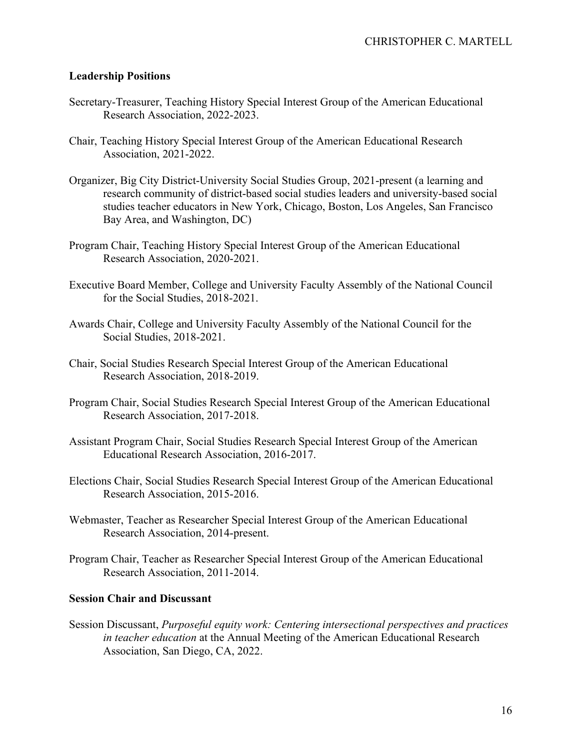**Leadership Positions**

Secretary-Treasurer, Teaching History Special Interest Group of the American Educational Research Association, 2022-2023.

Chair, Teaching History Special Interest Group of the American Educational Research Association, 2021-2022.

Organizer, Big City District-University Social Studies Group, 2021-present (a learning and research community of district-based social studies leaders and university-based social studies teacher educators in New York, Chicago, Boston, Los Angeles, San Francisco Bay Area, and Washington, DC)

Program Chair, Teaching History Special Interest Group of the American Educational Research Association, 2020-2021.

Executive Board Member, College and University Faculty Assembly of the National Council for the Social Studies, 2018-2021.

Awards Chair, College and University Faculty Assembly of the National Council for the Social Studies, 2018-2021.

Chair, Social Studies Research Special Interest Group of the American Educational Research Association, 2018-2019.

Program Chair, Social Studies Research Special Interest Group of the American Educational Research Association, 2017-2018.

Assistant Program Chair, Social Studies Research Special Interest Group of the American Educational Research Association, 2016-2017.

Elections Chair, Social Studies Research Special Interest Group of the American Educational Research Association, 2015-2016.

Webmaster, Teacher as Researcher Special Interest Group of the American Educational Research Association, 2014-present.

Program Chair, Teacher as Researcher Special Interest Group of the American Educational Research Association, 2011-2014.

**Session Chair and Discussant**

Session Discussant, *Purposeful equity work: Centering intersectional perspectives and practices in teacher education* at the Annual Meeting of the American Educational Research Association, San Diego, CA, 2022.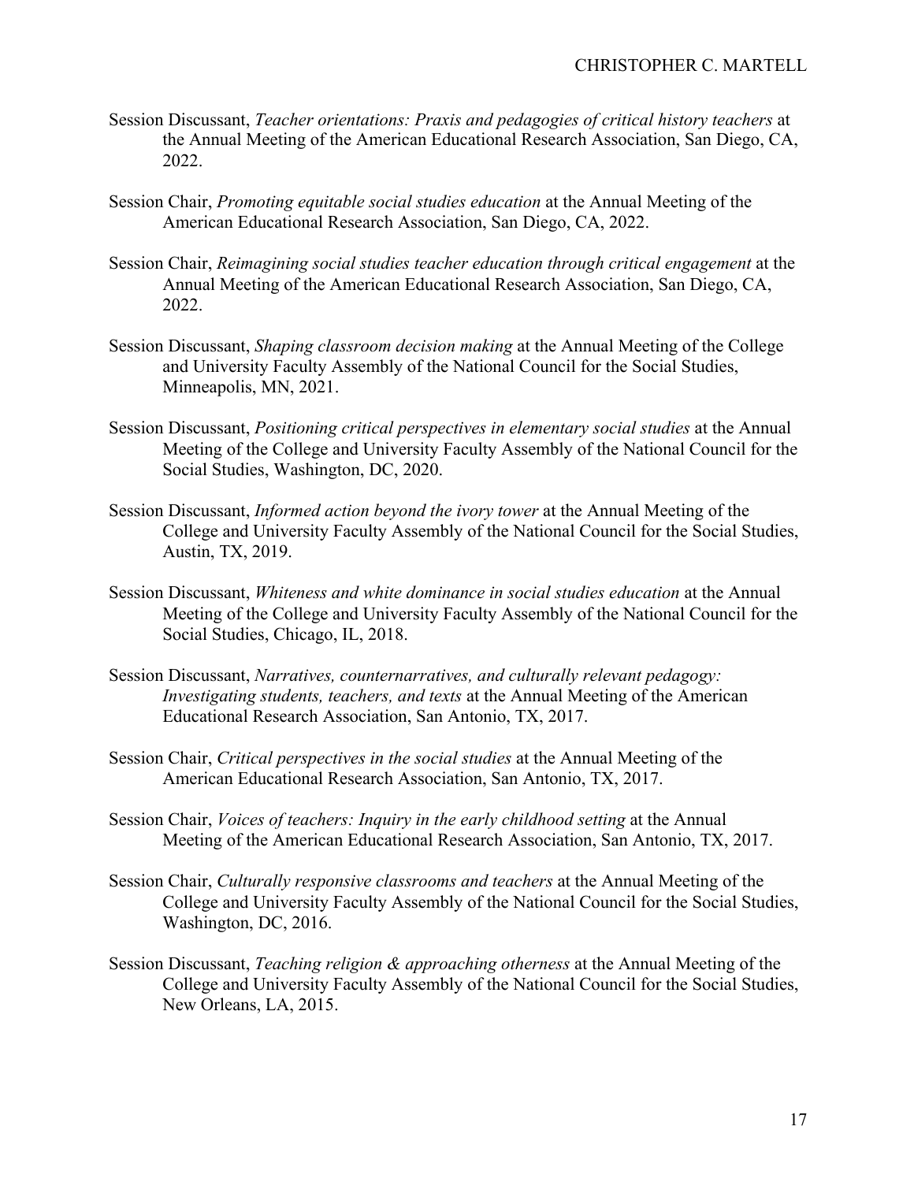Session Discussant, *Teacher orientations: Praxis and pedagogies of critical history teachers* at the Annual Meeting of the American Educational Research Association, San Diego, CA, 2022.

Session Chair, *Promoting equitable social studies education* at the Annual Meeting of the American Educational Research Association, San Diego, CA, 2022.

Session Chair, *Reimagining social studies teacher education through critical engagement* at the Annual Meeting of the American Educational Research Association, San Diego, CA, 2022.

Session Discussant, *Shaping classroom decision making* at the Annual Meeting of the College and University Faculty Assembly of the National Council for the Social Studies, Minneapolis, MN, 2021.

Session Discussant, *Positioning critical perspectives in elementary social studies* at the Annual Meeting of the College and University Faculty Assembly of the National Council for the Social Studies, Washington, DC, 2020.

Session Discussant, *Informed action beyond the ivory tower* at the Annual Meeting of the College and University Faculty Assembly of the National Council for the Social Studies, Austin, TX, 2019.

Session Discussant, *Whiteness and white dominance in social studies education* at the Annual Meeting of the College and University Faculty Assembly of the National Council for the Social Studies, Chicago, IL, 2018.

Session Discussant, *Narratives, counternarratives, and culturally relevant pedagogy: Investigating students, teachers, and texts* at the Annual Meeting of the American Educational Research Association, San Antonio, TX, 2017.

Session Chair, *Critical perspectives in the social studies* at the Annual Meeting of the American Educational Research Association, San Antonio, TX, 2017.

Session Chair, *Voices of teachers: Inquiry in the early childhood setting* at the Annual Meeting of the American Educational Research Association, San Antonio, TX, 2017.

Session Chair, *Culturally responsive classrooms and teachers* at the Annual Meeting of the College and University Faculty Assembly of the National Council for the Social Studies, Washington, DC, 2016.

Session Discussant, *Teaching religion & approaching otherness* at the Annual Meeting of the College and University Faculty Assembly of the National Council for the Social Studies, New Orleans, LA, 2015.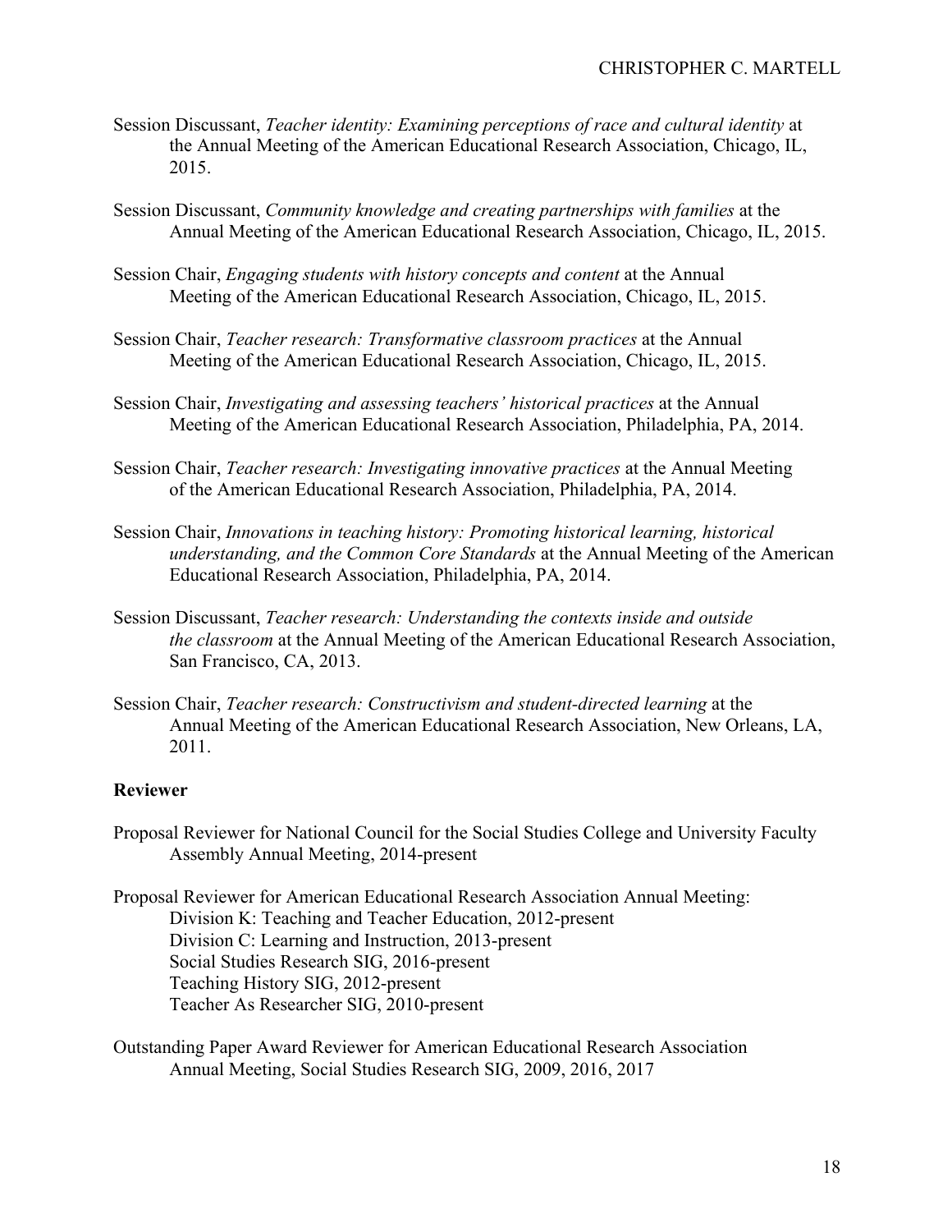Session Discussant, *Teacher identity: Examining perceptions of race and cultural identity* at the Annual Meeting of the American Educational Research Association, Chicago, IL, 2015.

Session Discussant, *Community knowledge and creating partnerships with families* at the Annual Meeting of the American Educational Research Association, Chicago, IL, 2015.

Session Chair, *Engaging students with history concepts and content* at the Annual Meeting of the American Educational Research Association, Chicago, IL, 2015.

Session Chair, *Teacher research: Transformative classroom practices* at the Annual Meeting of the American Educational Research Association, Chicago, IL, 2015.

Session Chair, *Investigating and assessing teachers' historical practices* at the Annual Meeting of the American Educational Research Association, Philadelphia, PA, 2014.

Session Chair, *Teacher research: Investigating innovative practices* at the Annual Meeting of the American Educational Research Association, Philadelphia, PA, 2014.

Session Chair, *Innovations in teaching history: Promoting historical learning, historical understanding, and the Common Core Standards* at the Annual Meeting of the American Educational Research Association, Philadelphia, PA, 2014.

Session Discussant, *Teacher research: Understanding the contexts inside and outside the classroom* at the Annual Meeting of the American Educational Research Association, San Francisco, CA, 2013.

Session Chair, *Teacher research: Constructivism and student-directed learning* at the Annual Meeting of the American Educational Research Association, New Orleans, LA, 2011.

**Reviewer**

Proposal Reviewer for National Council for the Social Studies College and University Faculty Assembly Annual Meeting, 2014-present

Proposal Reviewer for American Educational Research Association Annual Meeting:
- Division K: Teaching and Teacher Education, 2012-present
- Division C: Learning and Instruction, 2013-present
- Social Studies Research SIG, 2016-present
- Teaching History SIG, 2012-present
- Teacher As Researcher SIG, 2010-present

Outstanding Paper Award Reviewer for American Educational Research Association Annual Meeting, Social Studies Research SIG, 2009, 2016, 2017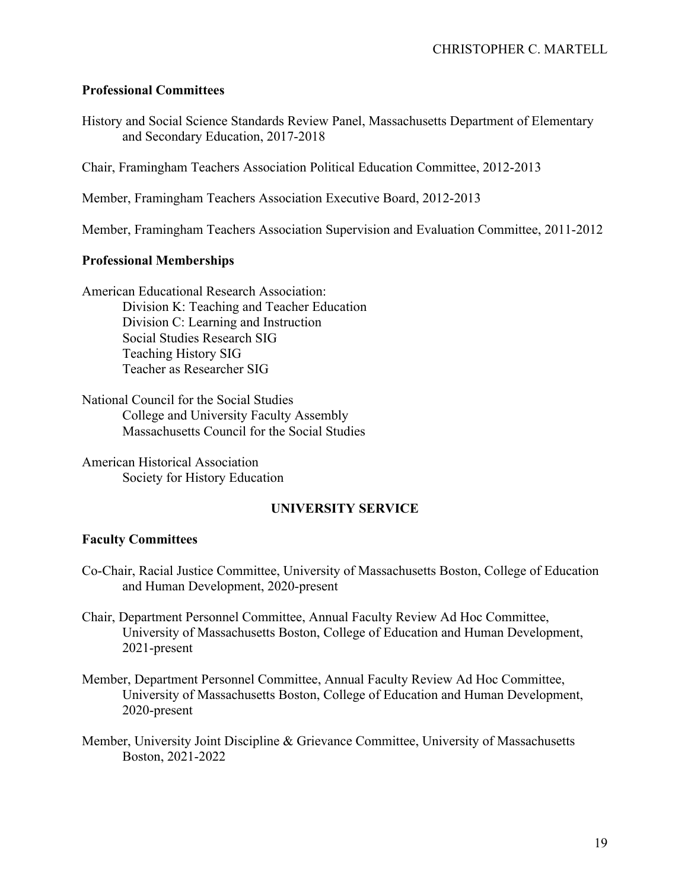### Professional Committees

History and Social Science Standards Review Panel, Massachusetts Department of Elementary and Secondary Education, 2017-2018

Chair, Framingham Teachers Association Political Education Committee, 2012-2013

Member, Framingham Teachers Association Executive Board, 2012-2013

Member, Framingham Teachers Association Supervision and Evaluation Committee, 2011-2012

### Professional Memberships

American Educational Research Association:
- Division K: Teaching and Teacher Education
- Division C: Learning and Instruction
- Social Studies Research SIG
- Teaching History SIG
- Teacher as Researcher SIG

National Council for the Social Studies
- College and University Faculty Assembly
- Massachusetts Council for the Social Studies

American Historical Association
- Society for History Education

## UNIVERSITY SERVICE

### Faculty Committees

Co-Chair, Racial Justice Committee, University of Massachusetts Boston, College of Education and Human Development, 2020-present

Chair, Department Personnel Committee, Annual Faculty Review Ad Hoc Committee, University of Massachusetts Boston, College of Education and Human Development, 2021-present

Member, Department Personnel Committee, Annual Faculty Review Ad Hoc Committee, University of Massachusetts Boston, College of Education and Human Development, 2020-present

Member, University Joint Discipline & Grievance Committee, University of Massachusetts Boston, 2021-2022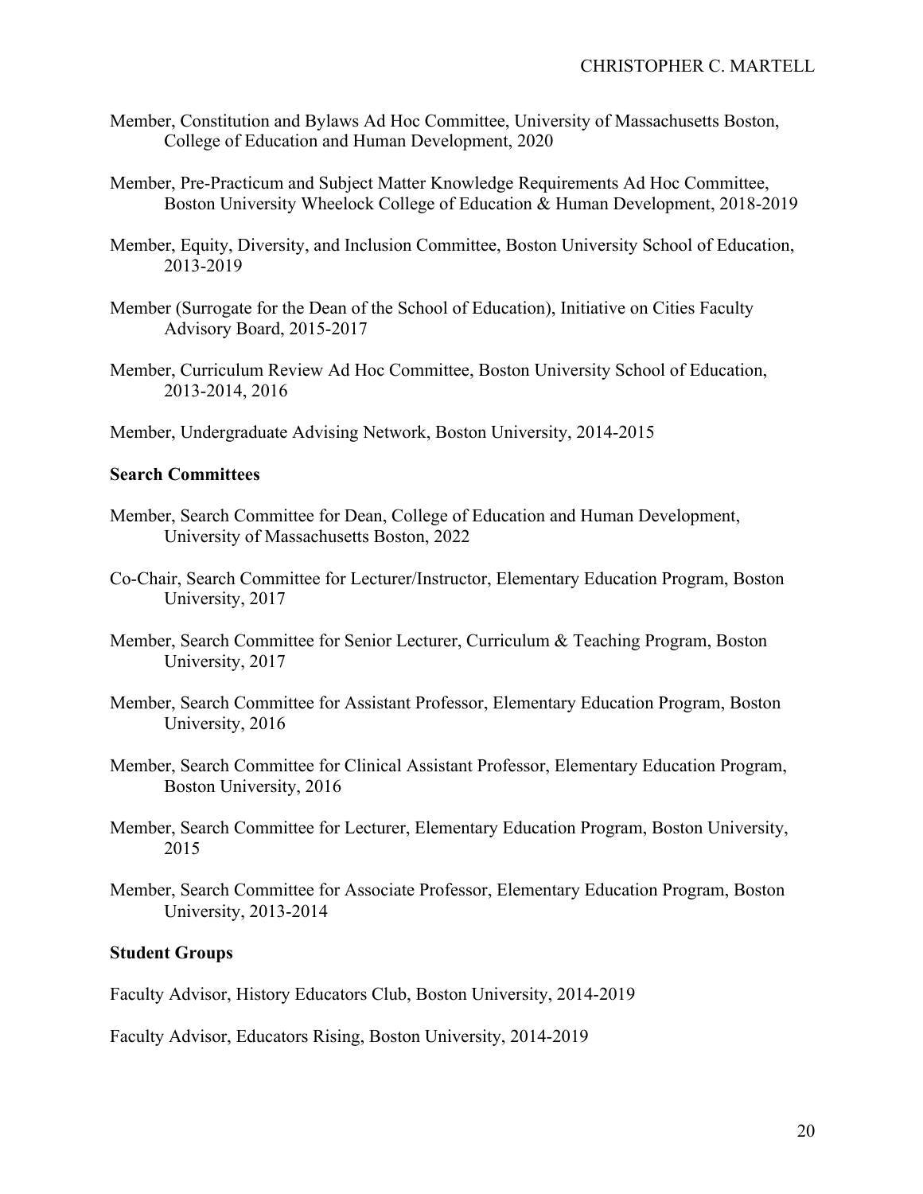Member, Constitution and Bylaws Ad Hoc Committee, University of Massachusetts Boston, College of Education and Human Development, 2020

Member, Pre-Practicum and Subject Matter Knowledge Requirements Ad Hoc Committee, Boston University Wheelock College of Education & Human Development, 2018-2019

Member, Equity, Diversity, and Inclusion Committee, Boston University School of Education, 2013-2019

Member (Surrogate for the Dean of the School of Education), Initiative on Cities Faculty Advisory Board, 2015-2017

Member, Curriculum Review Ad Hoc Committee, Boston University School of Education, 2013-2014, 2016

Member, Undergraduate Advising Network, Boston University, 2014-2015

**Search Committees**

Member, Search Committee for Dean, College of Education and Human Development, University of Massachusetts Boston, 2022

Co-Chair, Search Committee for Lecturer/Instructor, Elementary Education Program, Boston University, 2017

Member, Search Committee for Senior Lecturer, Curriculum & Teaching Program, Boston University, 2017

Member, Search Committee for Assistant Professor, Elementary Education Program, Boston University, 2016

Member, Search Committee for Clinical Assistant Professor, Elementary Education Program, Boston University, 2016

Member, Search Committee for Lecturer, Elementary Education Program, Boston University, 2015

Member, Search Committee for Associate Professor, Elementary Education Program, Boston University, 2013-2014

**Student Groups**

Faculty Advisor, History Educators Club, Boston University, 2014-2019

Faculty Advisor, Educators Rising, Boston University, 2014-2019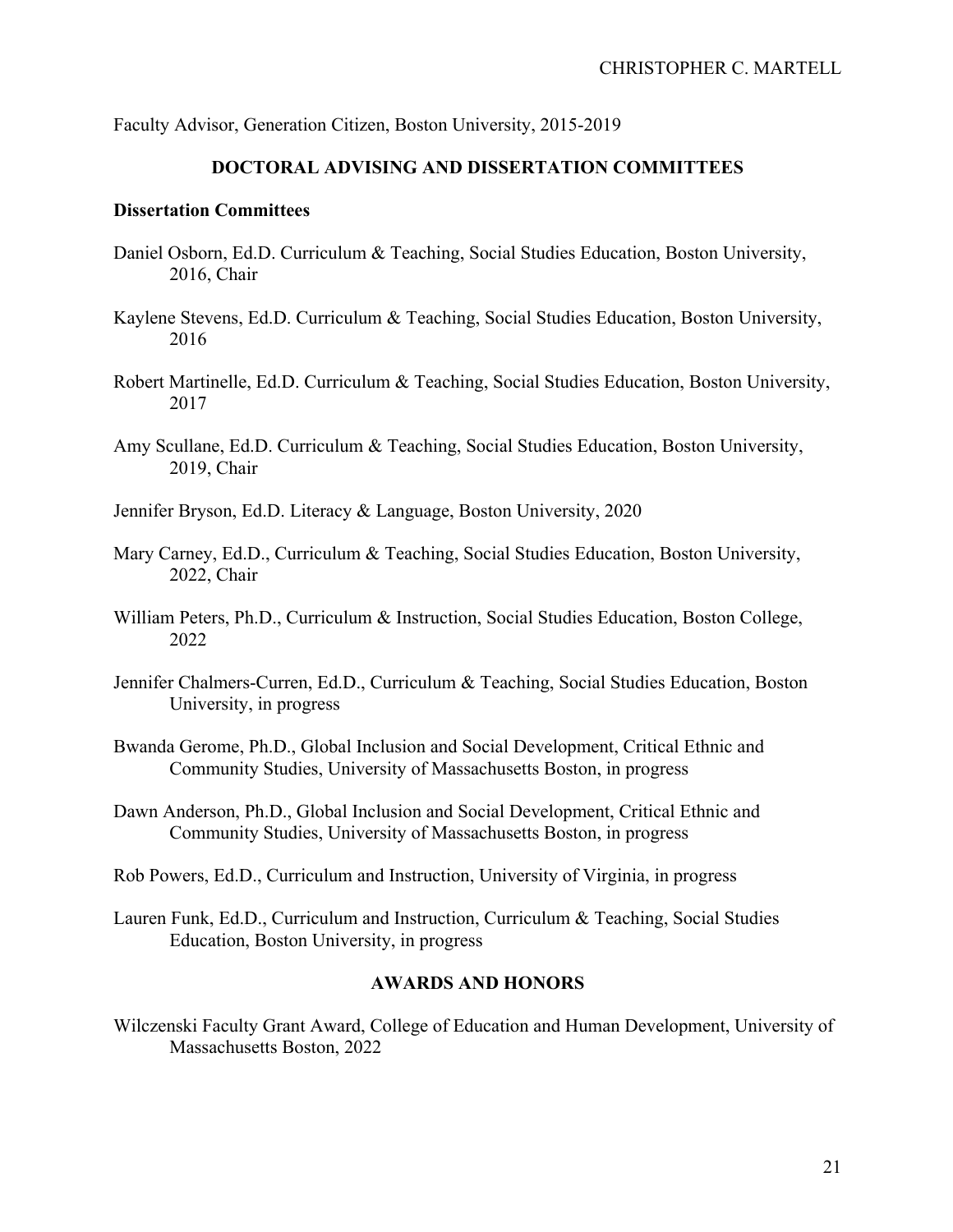Faculty Advisor, Generation Citizen, Boston University, 2015-2019

## DOCTORAL ADVISING AND DISSERTATION COMMITTEES

**Dissertation Committees**

Daniel Osborn, Ed.D. Curriculum & Teaching, Social Studies Education, Boston University, 2016, Chair

Kaylene Stevens, Ed.D. Curriculum & Teaching, Social Studies Education, Boston University, 2016

Robert Martinelle, Ed.D. Curriculum & Teaching, Social Studies Education, Boston University, 2017

Amy Scullane, Ed.D. Curriculum & Teaching, Social Studies Education, Boston University, 2019, Chair

Jennifer Bryson, Ed.D. Literacy & Language, Boston University, 2020

Mary Carney, Ed.D., Curriculum & Teaching, Social Studies Education, Boston University, 2022, Chair

William Peters, Ph.D., Curriculum & Instruction, Social Studies Education, Boston College, 2022

Jennifer Chalmers-Curren, Ed.D., Curriculum & Teaching, Social Studies Education, Boston University, in progress

Bwanda Gerome, Ph.D., Global Inclusion and Social Development, Critical Ethnic and Community Studies, University of Massachusetts Boston, in progress

Dawn Anderson, Ph.D., Global Inclusion and Social Development, Critical Ethnic and Community Studies, University of Massachusetts Boston, in progress

Rob Powers, Ed.D., Curriculum and Instruction, University of Virginia, in progress

Lauren Funk, Ed.D., Curriculum and Instruction, Curriculum & Teaching, Social Studies Education, Boston University, in progress

## AWARDS AND HONORS

Wilczenski Faculty Grant Award, College of Education and Human Development, University of Massachusetts Boston, 2022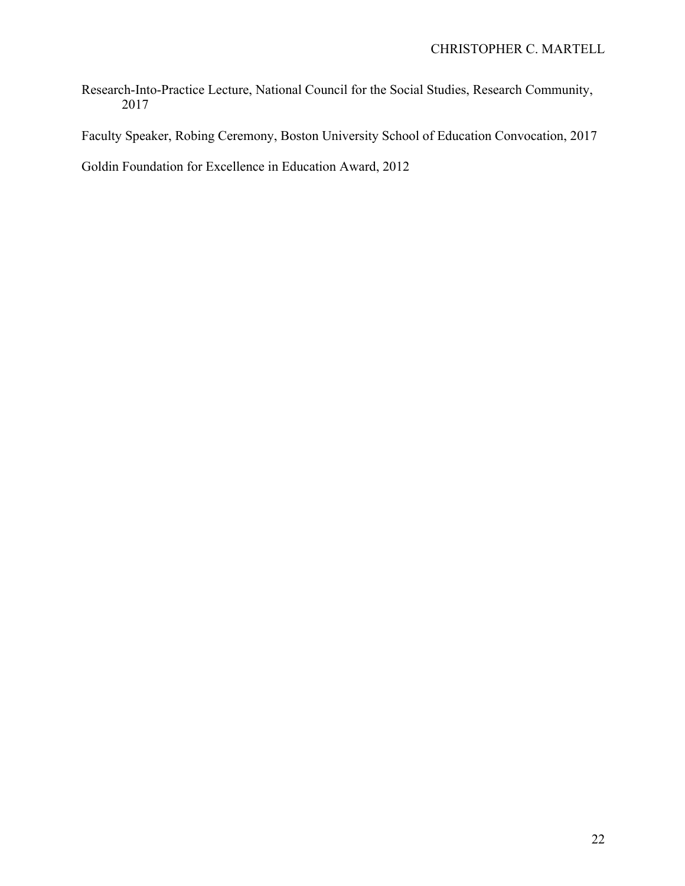Research-Into-Practice Lecture, National Council for the Social Studies, Research Community, 2017

Faculty Speaker, Robing Ceremony, Boston University School of Education Convocation, 2017

Goldin Foundation for Excellence in Education Award, 2012